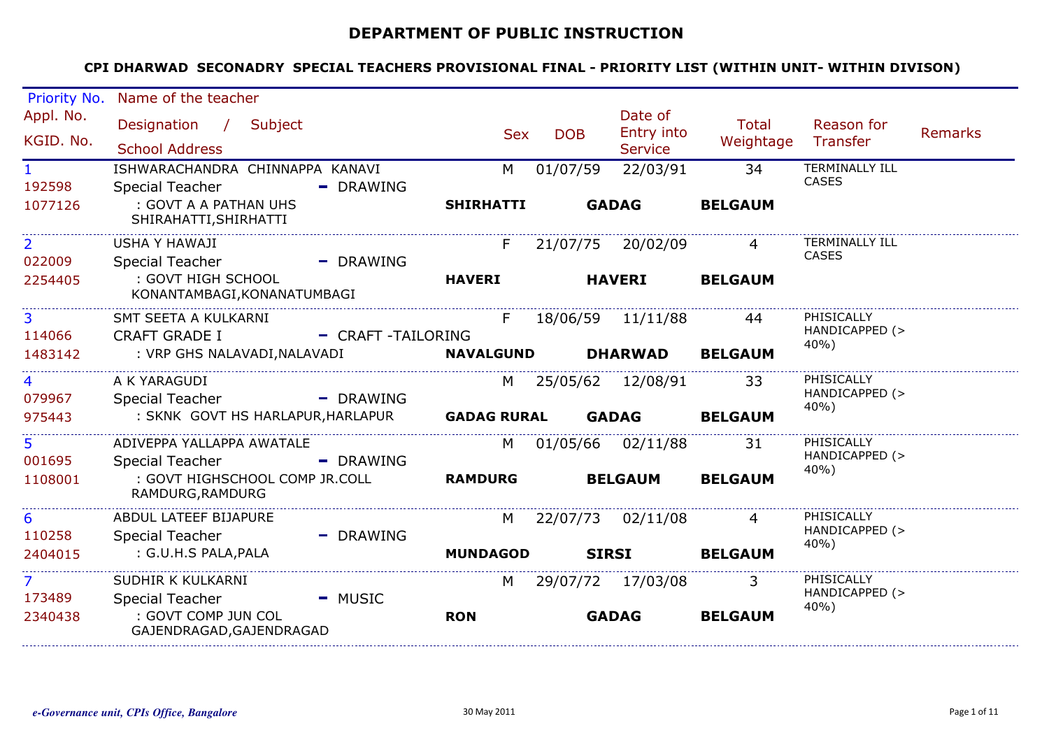# DEPARTMENT OF PUBLIC INSTRUCTION

## CPI DHARWAD SECONADRY SPECIAL TEACHERS PROVISIONAL FINAL - PRIORITY LIST (WITHIN UNIT- WITHIN DIVISON)

| Priority No. / Appl. No. / KGID. No. | Name of the teacher / Designation / Subject / School Address | Sex | DOB | Date of Entry into Service | Total Weightage | Reason for Transfer | Remarks |
|---|---|---|---|---|---|---|---|
| 1<br>192598<br>1077126 | ISHWARACHANDRA CHINNAPPA KANAVI<br>Special Teacher - DRAWING<br>: GOVT A A PATHAN UHS SHIRAHATTI,SHIRHATTI<br>**SHIRHATTI** **GADAG** **BELGAUM** | M | 01/07/59 | 22/03/91 | 34 | TERMINALLY ILL CASES | |
| 2<br>022009<br>2254405 | USHA Y HAWAJI<br>Special Teacher - DRAWING<br>: GOVT HIGH SCHOOL KONANTAMBAGI,KONANATUMBAGI<br>**HAVERI** **HAVERI** **BELGAUM** | F | 21/07/75 | 20/02/09 | 4 | TERMINALLY ILL CASES | |
| 3<br>114066<br>1483142 | SMT SEETA A KULKARNI<br>CRAFT GRADE I - CRAFT -TAILORING<br>: VRP GHS NALAVADI,NALAVADI<br>**NAVALGUND** **DHARWAD** **BELGAUM** | F | 18/06/59 | 11/11/88 | 44 | PHISICALLY HANDICAPPED (> 40%) | |
| 4<br>079967<br>975443 | A K YARAGUDI<br>Special Teacher - DRAWING<br>: SKNK GOVT HS HARLAPUR,HARLAPUR<br>**GADAG RURAL** **GADAG** **BELGAUM** | M | 25/05/62 | 12/08/91 | 33 | PHISICALLY HANDICAPPED (> 40%) | |
| 5<br>001695<br>1108001 | ADIVEPPA YALLAPPA AWATALE<br>Special Teacher - DRAWING<br>: GOVT HIGHSCHOOL COMP JR.COLL RAMDURG,RAMDURG<br>**RAMDURG** **BELGAUM** **BELGAUM** | M | 01/05/66 | 02/11/88 | 31 | PHISICALLY HANDICAPPED (> 40%) | |
| 6<br>110258<br>2404015 | ABDUL LATEEF BIJAPURE<br>Special Teacher - DRAWING<br>: G.U.H.S PALA,PALA<br>**MUNDAGOD** **SIRSI** **BELGAUM** | M | 22/07/73 | 02/11/08 | 4 | PHISICALLY HANDICAPPED (> 40%) | |
| 7<br>173489<br>2340438 | SUDHIR K KULKARNI<br>Special Teacher - MUSIC<br>: GOVT COMP JUN COL GAJENDRAGAD,GAJENDRAGAD<br>**RON** **GADAG** **BELGAUM** | M | 29/07/72 | 17/03/08 | 3 | PHISICALLY HANDICAPPED (> 40%) | |

*e-Governance unit, CPIs Office, Bangalore* 30 May 2011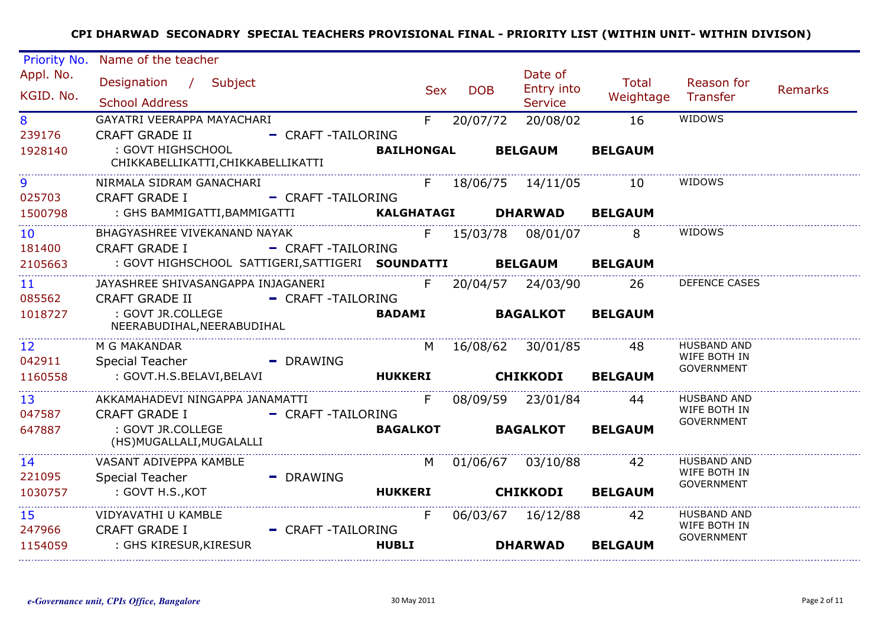**CPI DHARWAD SECONADRY SPECIAL TEACHERS PROVISIONAL FINAL - PRIORITY LIST (WITHIN UNIT- WITHIN DIVISON)**

| Priority No. / Appl. No. / KGID. No. | Name of the teacher / Designation / Subject / School Address | Sex | DOB | Date of Entry into Service | Total Weightage | Reason for Transfer | Remarks |
|---|---|---|---|---|---|---|---|
| 8<br>239176<br>1928140 | GAYATRI VEERAPPA MAYACHARI<br>CRAFT GRADE II - CRAFT -TAILORING<br>: GOVT HIGHSCHOOL CHIKKABELLIKATTI,CHIKKABELLIKATTI **BAILHONGAL** **BELGAUM** **BELGAUM** | F | 20/07/72 | 20/08/02 | 16 | WIDOWS | |
| 9<br>025703<br>1500798 | NIRMALA SIDRAM GANACHARI<br>CRAFT GRADE I - CRAFT -TAILORING<br>: GHS BAMMIGATTI,BAMMIGATTI **KALGHATAGI** **DHARWAD** **BELGAUM** | F | 18/06/75 | 14/11/05 | 10 | WIDOWS | |
| 10<br>181400<br>2105663 | BHAGYASHREE VIVEKANAND NAYAK<br>CRAFT GRADE I - CRAFT -TAILORING<br>: GOVT HIGHSCHOOL SATTIGERI,SATTIGERI **SOUNDATTI** **BELGAUM** **BELGAUM** | F | 15/03/78 | 08/01/07 | 8 | WIDOWS | |
| 11<br>085562<br>1018727 | JAYASHREE SHIVASANGAPPA INJAGANERI<br>CRAFT GRADE II - CRAFT -TAILORING<br>: GOVT JR.COLLEGE NEERABUDIHAL,NEERABUDIHAL **BADAMI** **BAGALKOT** **BELGAUM** | F | 20/04/57 | 24/03/90 | 26 | DEFENCE CASES | |
| 12<br>042911<br>1160558 | M G MAKANDAR<br>Special Teacher - DRAWING<br>: GOVT.H.S.BELAVI,BELAVI **HUKKERI** **CHIKKODI** **BELGAUM** | M | 16/08/62 | 30/01/85 | 48 | HUSBAND AND WIFE BOTH IN GOVERNMENT | |
| 13<br>047587<br>647887 | AKKAMAHADEVI NINGAPPA JANAMATTI<br>CRAFT GRADE I - CRAFT -TAILORING<br>: GOVT JR.COLLEGE (HS)MUGALLALI,MUGALALLI **BAGALKOT** **BAGALKOT** **BELGAUM** | F | 08/09/59 | 23/01/84 | 44 | HUSBAND AND WIFE BOTH IN GOVERNMENT | |
| 14<br>221095<br>1030757 | VASANT ADIVEPPA KAMBLE<br>Special Teacher - DRAWING<br>: GOVT H.S.,KOT **HUKKERI** **CHIKKODI** **BELGAUM** | M | 01/06/67 | 03/10/88 | 42 | HUSBAND AND WIFE BOTH IN GOVERNMENT | |
| 15<br>247966<br>1154059 | VIDYAVATHI U KAMBLE<br>CRAFT GRADE I - CRAFT -TAILORING<br>: GHS KIRESUR,KIRESUR **HUBLI** **DHARWAD** **BELGAUM** | F | 06/03/67 | 16/12/88 | 42 | HUSBAND AND WIFE BOTH IN GOVERNMENT | |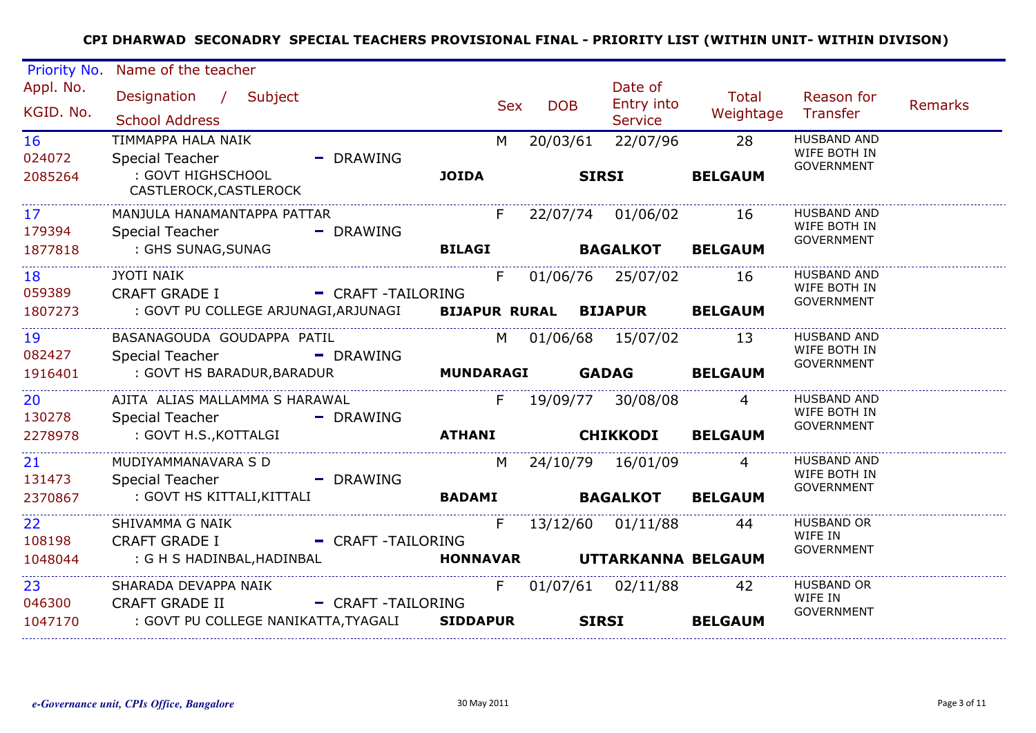**CPI DHARWAD SECONADRY SPECIAL TEACHERS PROVISIONAL FINAL - PRIORITY LIST (WITHIN UNIT- WITHIN DIVISON)**

| Priority No. / Appl. No. / KGID. No. | Name of the teacher / Designation / Subject / School Address | Sex | DOB | Date of Entry into Service | Total Weightage | Reason for Transfer | Remarks |
|---|---|---|---|---|---|---|---|
| 16 / 024072 / 2085264 | TIMMAPPA HALA NAIK / Special Teacher - DRAWING / : GOVT HIGHSCHOOL CASTLEROCK,CASTLEROCK / **JOIDA** **SIRSI** **BELGAUM** | M | 20/03/61 | 22/07/96 | 28 | HUSBAND AND WIFE BOTH IN GOVERNMENT | |
| 17 / 179394 / 1877818 | MANJULA HANAMANTAPPA PATTAR / Special Teacher - DRAWING / : GHS SUNAG,SUNAG / **BILAGI** **BAGALKOT** **BELGAUM** | F | 22/07/74 | 01/06/02 | 16 | HUSBAND AND WIFE BOTH IN GOVERNMENT | |
| 18 / 059389 / 1807273 | JYOTI NAIK / CRAFT GRADE I - CRAFT -TAILORING / : GOVT PU COLLEGE ARJUNAGI,ARJUNAGI / **BIJAPUR RURAL** **BIJAPUR** **BELGAUM** | F | 01/06/76 | 25/07/02 | 16 | HUSBAND AND WIFE BOTH IN GOVERNMENT | |
| 19 / 082427 / 1916401 | BASANAGOUDA GOUDAPPA PATIL / Special Teacher - DRAWING / : GOVT HS BARADUR,BARADUR / **MUNDARAGI** **GADAG** **BELGAUM** | M | 01/06/68 | 15/07/02 | 13 | HUSBAND AND WIFE BOTH IN GOVERNMENT | |
| 20 / 130278 / 2278978 | AJITA ALIAS MALLAMMA S HARAWAL / Special Teacher - DRAWING / : GOVT H.S.,KOTTALGI / **ATHANI** **CHIKKODI** **BELGAUM** | F | 19/09/77 | 30/08/08 | 4 | HUSBAND AND WIFE BOTH IN GOVERNMENT | |
| 21 / 131473 / 2370867 | MUDIYAMMANAVARA S D / Special Teacher - DRAWING / : GOVT HS KITTALI,KITTALI / **BADAMI** **BAGALKOT** **BELGAUM** | M | 24/10/79 | 16/01/09 | 4 | HUSBAND AND WIFE BOTH IN GOVERNMENT | |
| 22 / 108198 / 1048044 | SHIVAMMA G NAIK / CRAFT GRADE I - CRAFT -TAILORING / : G H S HADINBAL,HADINBAL / **HONNAVAR** **UTTARKANNA** **BELGAUM** | F | 13/12/60 | 01/11/88 | 44 | HUSBAND OR WIFE IN GOVERNMENT | |
| 23 / 046300 / 1047170 | SHARADA DEVAPPA NAIK / CRAFT GRADE II - CRAFT -TAILORING / : GOVT PU COLLEGE NANIKATTA,TYAGALI / **SIDDAPUR** **SIRSI** **BELGAUM** | F | 01/07/61 | 02/11/88 | 42 | HUSBAND OR WIFE IN GOVERNMENT | |

*e-Governance unit, CPIs Office, Bangalore* 30 May 2011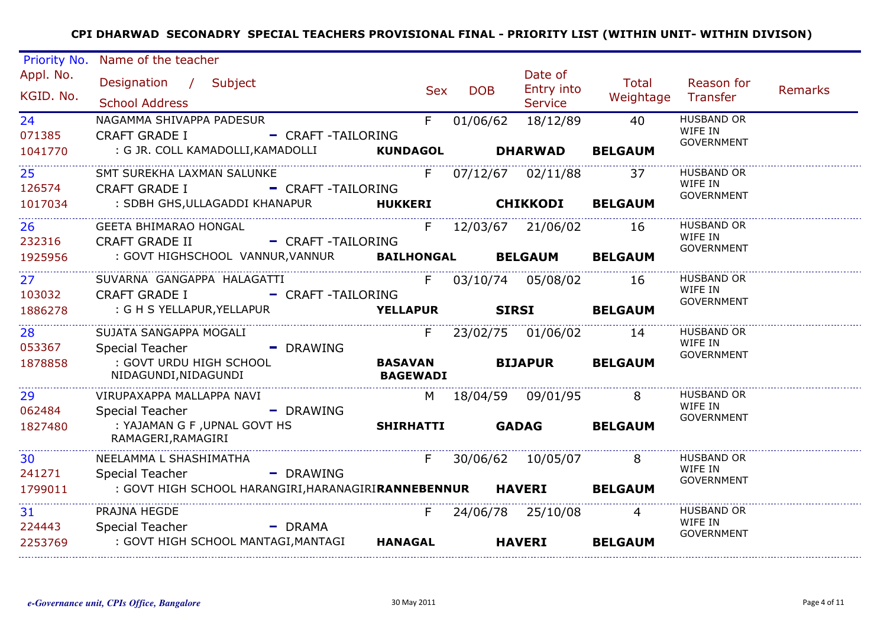# CPI DHARWAD SECONADRY SPECIAL TEACHERS PROVISIONAL FINAL - PRIORITY LIST (WITHIN UNIT- WITHIN DIVISON)

| Priority No. / Appl. No. / KGID. No. | Name of the teacher / Designation / Subject / School Address | | Sex | DOB | Date of Entry into Service | Total Weightage | Reason for Transfer | Remarks |
|---|---|---|---|---|---|---|---|---|
| 24<br>071385<br>1041770 | NAGAMMA SHIVAPPA PADESUR<br>CRAFT GRADE I - CRAFT -TAILORING<br>: G JR. COLL KAMADOLLI,KAMADOLLI | **KUNDAGOL** | F | 01/06/62 | 18/12/89<br>**DHARWAD** | 40<br>**BELGAUM** | HUSBAND OR WIFE IN GOVERNMENT | |
| 25<br>126574<br>1017034 | SMT SUREKHA LAXMAN SALUNKE<br>CRAFT GRADE I - CRAFT -TAILORING<br>: SDBH GHS,ULLAGADDI KHANAPUR | **HUKKERI** | F | 07/12/67 | 02/11/88<br>**CHIKKODI** | 37<br>**BELGAUM** | HUSBAND OR WIFE IN GOVERNMENT | |
| 26<br>232316<br>1925956 | GEETA BHIMARAO HONGAL<br>CRAFT GRADE II - CRAFT -TAILORING<br>: GOVT HIGHSCHOOL VANNUR,VANNUR | **BAILHONGAL** | F | 12/03/67 | 21/06/02<br>**BELGAUM** | 16<br>**BELGAUM** | HUSBAND OR WIFE IN GOVERNMENT | |
| 27<br>103032<br>1886278 | SUVARNA GANGAPPA HALAGATTI<br>CRAFT GRADE I - CRAFT -TAILORING<br>: G H S YELLAPUR,YELLAPUR | **YELLAPUR** | F | 03/10/74 | 05/08/02<br>**SIRSI** | 16<br>**BELGAUM** | HUSBAND OR WIFE IN GOVERNMENT | |
| 28<br>053367<br>1878858 | SUJATA SANGAPPA MOGALI<br>Special Teacher - DRAWING<br>: GOVT URDU HIGH SCHOOL NIDAGUNDI,NIDAGUNDI | **BASAVAN BAGEWADI** | F | 23/02/75 | 01/06/02<br>**BIJAPUR** | 14<br>**BELGAUM** | HUSBAND OR WIFE IN GOVERNMENT | |
| 29<br>062484<br>1827480 | VIRUPAXAPPA MALLAPPA NAVI<br>Special Teacher - DRAWING<br>: YAJAMAN G F ,UPNAL GOVT HS RAMAGERI,RAMAGIRI | **SHIRHATTI** | M | 18/04/59 | 09/01/95<br>**GADAG** | 8<br>**BELGAUM** | HUSBAND OR WIFE IN GOVERNMENT | |
| 30<br>241271<br>1799011 | NEELAMMA L SHASHIMATHA<br>Special Teacher - DRAWING<br>: GOVT HIGH SCHOOL HARANGIRI,HARANAGIRI | **RANNEBENNUR** | F | 30/06/62 | 10/05/07<br>**HAVERI** | 8<br>**BELGAUM** | HUSBAND OR WIFE IN GOVERNMENT | |
| 31<br>224443<br>2253769 | PRAJNA HEGDE<br>Special Teacher - DRAMA<br>: GOVT HIGH SCHOOL MANTAGI,MANTAGI | **HANAGAL** | F | 24/06/78 | 25/10/08<br>**HAVERI** | 4<br>**BELGAUM** | HUSBAND OR WIFE IN GOVERNMENT | |

*e-Governance unit, CPIs Office, Bangalore* — 30 May 2011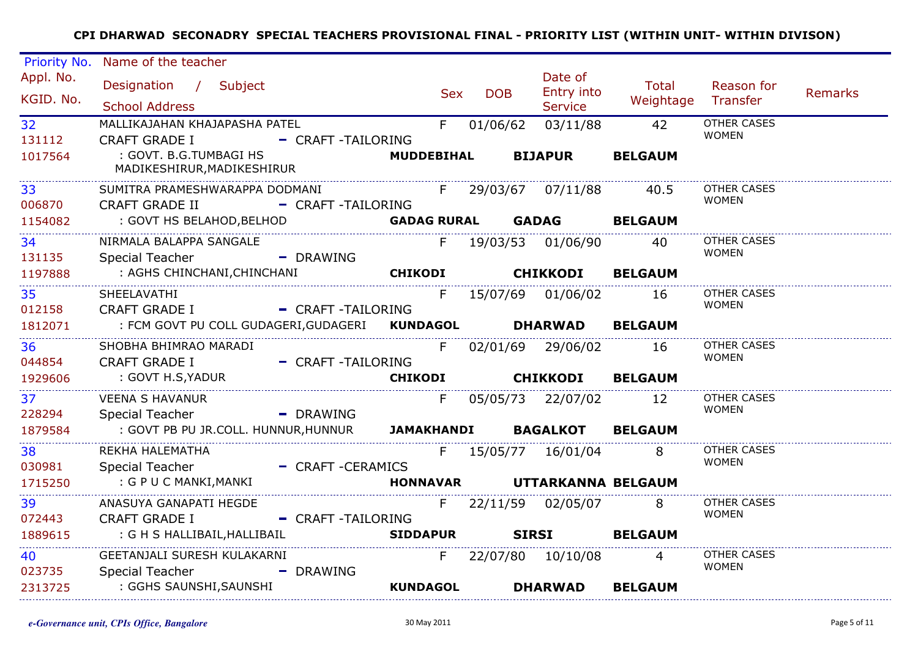## CPI DHARWAD SECONADRY SPECIAL TEACHERS PROVISIONAL FINAL - PRIORITY LIST (WITHIN UNIT- WITHIN DIVISON)

| Priority No. / Appl. No. / KGID. No. | Name of the teacher / Designation / Subject / School Address | Sex | DOB | Date of Entry into Service | Total Weightage | Reason for Transfer | Remarks |
|---|---|---|---|---|---|---|---|
| 32 / 131112 / 1017564 | MALLIKAJAHAN KHAJAPASHA PATEL / CRAFT GRADE I - CRAFT -TAILORING / : GOVT. B.G.TUMBAGI HS MADIKESHIRUR,MADIKESHIRUR **MUDDEBIHAL BIJAPUR BELGAUM** | F | 01/06/62 | 03/11/88 | 42 | OTHER CASES WOMEN | |
| 33 / 006870 / 1154082 | SUMITRA PRAMESHWARAPPA DODMANI / CRAFT GRADE II - CRAFT -TAILORING / : GOVT HS BELAHOD,BELHOD **GADAG RURAL GADAG BELGAUM** | F | 29/03/67 | 07/11/88 | 40.5 | OTHER CASES WOMEN | |
| 34 / 131135 / 1197888 | NIRMALA BALAPPA SANGALE / Special Teacher - DRAWING / : AGHS CHINCHANI,CHINCHANI **CHIKODI CHIKKODI BELGAUM** | F | 19/03/53 | 01/06/90 | 40 | OTHER CASES WOMEN | |
| 35 / 012158 / 1812071 | SHEELAVATHI / CRAFT GRADE I - CRAFT -TAILORING / : FCM GOVT PU COLL GUDAGERI,GUDAGERI **KUNDAGOL DHARWAD BELGAUM** | F | 15/07/69 | 01/06/02 | 16 | OTHER CASES WOMEN | |
| 36 / 044854 / 1929606 | SHOBHA BHIMRAO MARADI / CRAFT GRADE I - CRAFT -TAILORING / : GOVT H.S,YADUR **CHIKODI CHIKKODI BELGAUM** | F | 02/01/69 | 29/06/02 | 16 | OTHER CASES WOMEN | |
| 37 / 228294 / 1879584 | VEENA S HAVANUR / Special Teacher - DRAWING / : GOVT PB PU JR.COLL. HUNNUR,HUNNUR **JAMAKHANDI BAGALKOT BELGAUM** | F | 05/05/73 | 22/07/02 | 12 | OTHER CASES WOMEN | |
| 38 / 030981 / 1715250 | REKHA HALEMATHA / Special Teacher - CRAFT -CERAMICS / : G P U C MANKI,MANKI **HONNAVAR UTTARKANNA BELGAUM** | F | 15/05/77 | 16/01/04 | 8 | OTHER CASES WOMEN | |
| 39 / 072443 / 1889615 | ANASUYA GANAPATI HEGDE / CRAFT GRADE I - CRAFT -TAILORING / : G H S HALLIBAIL,HALLIBAIL **SIDDAPUR SIRSI BELGAUM** | F | 22/11/59 | 02/05/07 | 8 | OTHER CASES WOMEN | |
| 40 / 023735 / 2313725 | GEETANJALI SURESH KULAKARNI / Special Teacher - DRAWING / : GGHS SAUNSHI,SAUNSHI **KUNDAGOL DHARWAD BELGAUM** | F | 22/07/80 | 10/10/08 | 4 | OTHER CASES WOMEN | |

*e-Governance unit, CPIs Office, Bangalore* 30 May 2011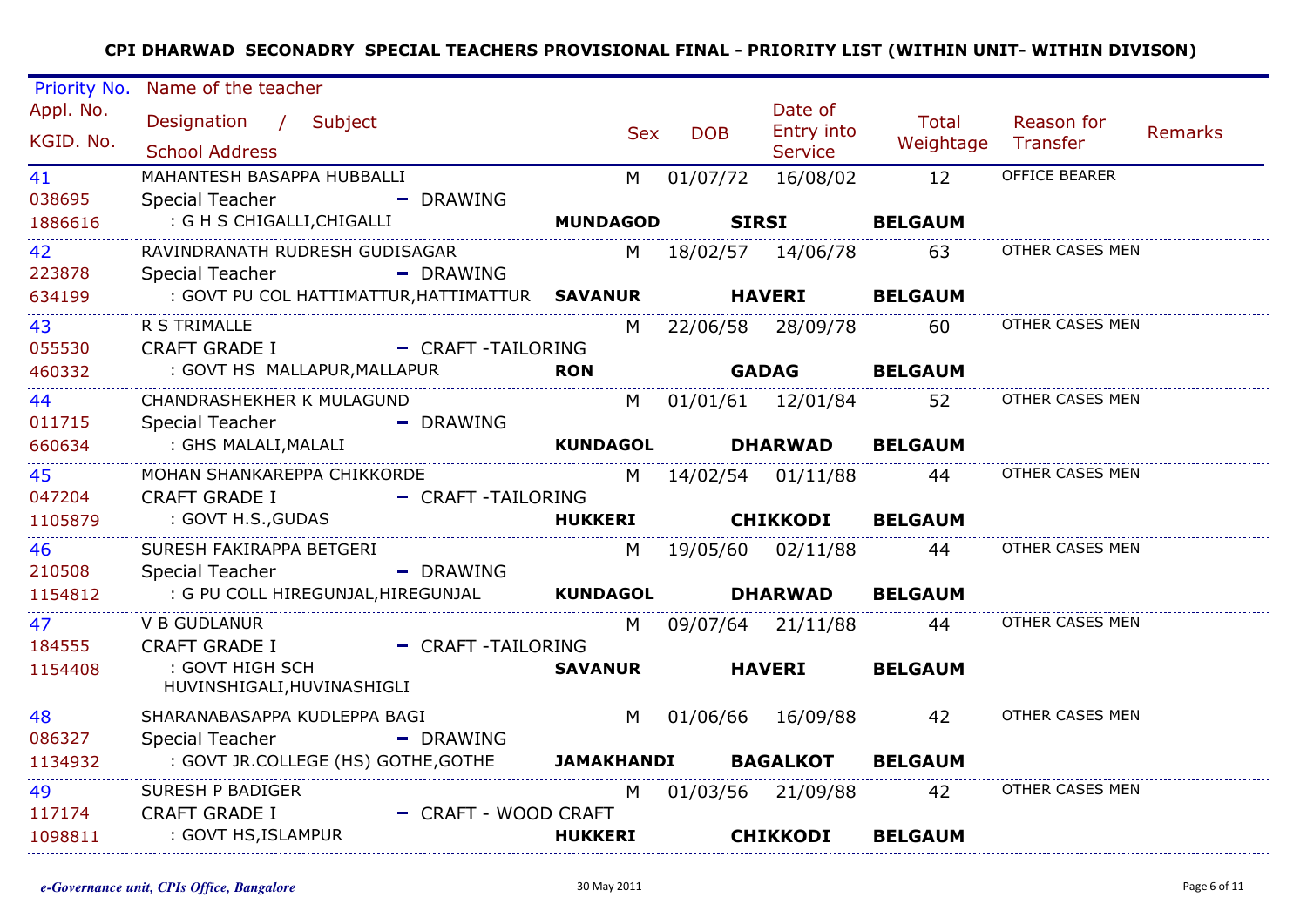**CPI DHARWAD SECONADRY SPECIAL TEACHERS PROVISIONAL FINAL - PRIORITY LIST (WITHIN UNIT- WITHIN DIVISON)**

| Priority No. / Appl. No. / KGID. No. | Name of the teacher / Designation / Subject / School Address | | Sex | DOB | Date of Entry into Service | Total Weightage | Reason for Transfer | Remarks |
|---|---|---|---|---|---|---|---|---|
| 41 / 038695 / 1886616 | MAHANTESH BASAPPA HUBBALLI / Special Teacher - DRAWING / : G H S CHIGALLI,CHIGALLI | MUNDAGOD | M | 01/07/72 | 16/08/02 | 12 | OFFICE BEARER | |
| | | | | SIRSI | | BELGAUM | | |
| 42 / 223878 / 634199 | RAVINDRANATH RUDRESH GUDISAGAR / Special Teacher - DRAWING / : GOVT PU COL HATTIMATTUR,HATTIMATTUR | SAVANUR | M | 18/02/57 | 14/06/78 | 63 | OTHER CASES MEN | |
| | | | | HAVERI | | BELGAUM | | |
| 43 / 055530 / 460332 | R S TRIMALLE / CRAFT GRADE I - CRAFT -TAILORING / : GOVT HS MALLAPUR,MALLAPUR | RON | M | 22/06/58 | 28/09/78 | 60 | OTHER CASES MEN | |
| | | | | GADAG | | BELGAUM | | |
| 44 / 011715 / 660634 | CHANDRASHEKHER K MULAGUND / Special Teacher - DRAWING / : GHS MALALI,MALALI | KUNDAGOL | M | 01/01/61 | 12/01/84 | 52 | OTHER CASES MEN | |
| | | | | DHARWAD | | BELGAUM | | |
| 45 / 047204 / 1105879 | MOHAN SHANKAREPPA CHIKKORDE / CRAFT GRADE I - CRAFT -TAILORING / : GOVT H.S.,GUDAS | HUKKERI | M | 14/02/54 | 01/11/88 | 44 | OTHER CASES MEN | |
| | | | | CHIKKODI | | BELGAUM | | |
| 46 / 210508 / 1154812 | SURESH FAKIRAPPA BETGERI / Special Teacher - DRAWING / : G PU COLL HIREGUNJAL,HIREGUNJAL | KUNDAGOL | M | 19/05/60 | 02/11/88 | 44 | OTHER CASES MEN | |
| | | | | DHARWAD | | BELGAUM | | |
| 47 / 184555 / 1154408 | V B GUDLANUR / CRAFT GRADE I - CRAFT -TAILORING / : GOVT HIGH SCH HUVINSHIGALI,HUVINASHIGLI | SAVANUR | M | 09/07/64 | 21/11/88 | 44 | OTHER CASES MEN | |
| | | | | HAVERI | | BELGAUM | | |
| 48 / 086327 / 1134932 | SHARANABASAPPA KUDLEPPA BAGI / Special Teacher - DRAWING / : GOVT JR.COLLEGE (HS) GOTHE,GOTHE | JAMAKHANDI | M | 01/06/66 | 16/09/88 | 42 | OTHER CASES MEN | |
| | | | | BAGALKOT | | BELGAUM | | |
| 49 / 117174 / 1098811 | SURESH P BADIGER / CRAFT GRADE I - CRAFT - WOOD CRAFT / : GOVT HS,ISLAMPUR | HUKKERI | M | 01/03/56 | 21/09/88 | 42 | OTHER CASES MEN | |
| | | | | CHIKKODI | | BELGAUM | | |

*e-Governance unit, CPIs Office, Bangalore* 30 May 2011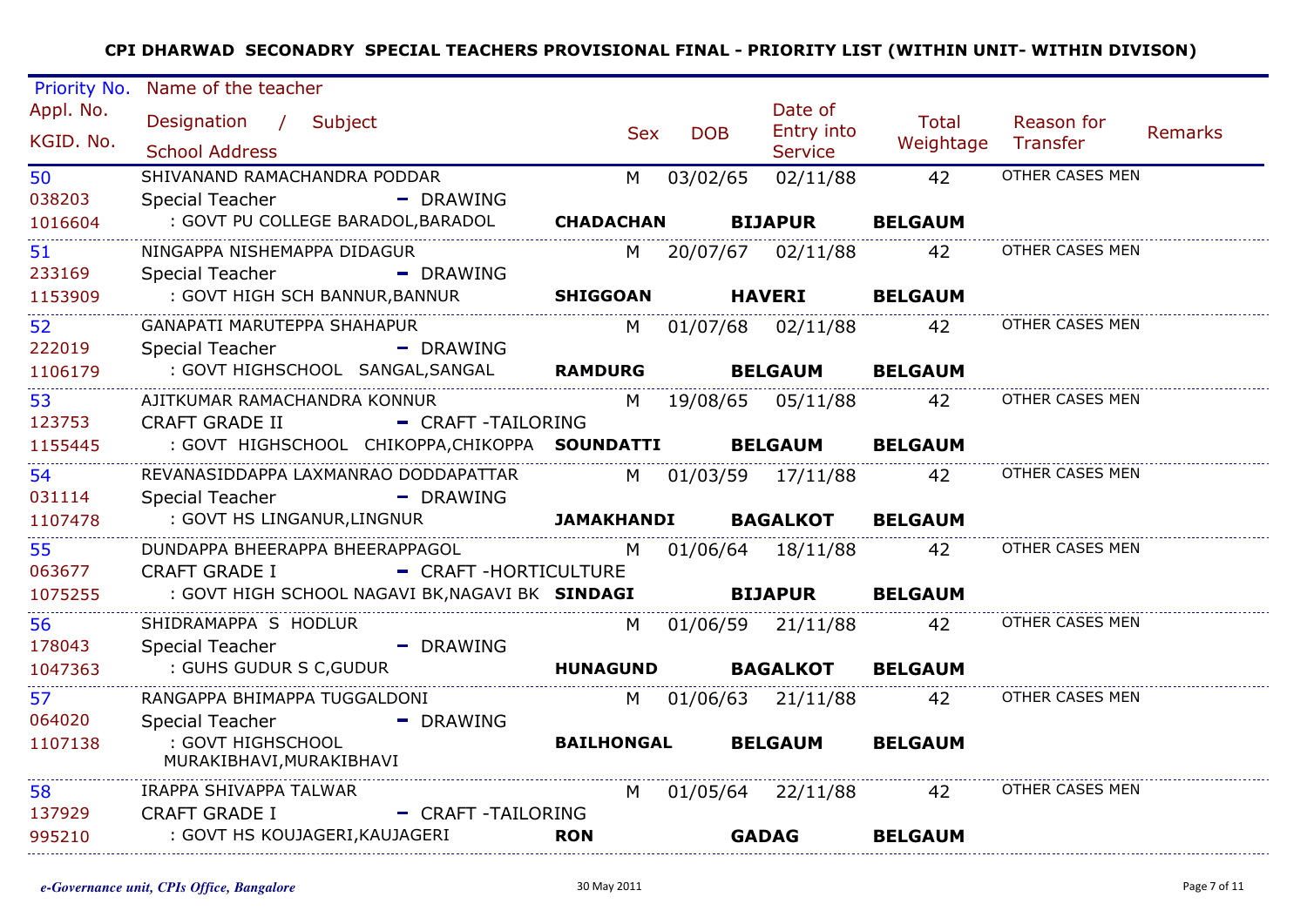**CPI DHARWAD SECONADRY SPECIAL TEACHERS PROVISIONAL FINAL - PRIORITY LIST (WITHIN UNIT- WITHIN DIVISON)**

| Priority No. / Appl. No. / KGID. No. | Name of the teacher / Designation / Subject / School Address | Sex | DOB | Date of Entry into Service | Total Weightage | Reason for Transfer | Remarks |
|---|---|---|---|---|---|---|---|
| 50 / 038203 / 1016604 | SHIVANAND RAMACHANDRA PODDAR / Special Teacher - DRAWING / : GOVT PU COLLEGE BARADOL,BARADOL **CHADACHAN** **BIJAPUR** **BELGAUM** | M | 03/02/65 | 02/11/88 | 42 | OTHER CASES MEN | |
| 51 / 233169 / 1153909 | NINGAPPA NISHEMAPPA DIDAGUR / Special Teacher - DRAWING / : GOVT HIGH SCH BANNUR,BANNUR **SHIGGOAN** **HAVERI** **BELGAUM** | M | 20/07/67 | 02/11/88 | 42 | OTHER CASES MEN | |
| 52 / 222019 / 1106179 | GANAPATI MARUTEPPA SHAHAPUR / Special Teacher - DRAWING / : GOVT HIGHSCHOOL SANGAL,SANGAL **RAMDURG** **BELGAUM** **BELGAUM** | M | 01/07/68 | 02/11/88 | 42 | OTHER CASES MEN | |
| 53 / 123753 / 1155445 | AJITKUMAR RAMACHANDRA KONNUR / CRAFT GRADE II - CRAFT -TAILORING / : GOVT HIGHSCHOOL CHIKOPPA,CHIKOPPA **SOUNDATTI** **BELGAUM** **BELGAUM** | M | 19/08/65 | 05/11/88 | 42 | OTHER CASES MEN | |
| 54 / 031114 / 1107478 | REVANASIDDAPPA LAXMANRAO DODDAPATTAR / Special Teacher - DRAWING / : GOVT HS LINGANUR,LINGNUR **JAMAKHANDI** **BAGALKOT** **BELGAUM** | M | 01/03/59 | 17/11/88 | 42 | OTHER CASES MEN | |
| 55 / 063677 / 1075255 | DUNDAPPA BHEERAPPA BHEERAPPAGOL / CRAFT GRADE I - CRAFT -HORTICULTURE / : GOVT HIGH SCHOOL NAGAVI BK,NAGAVI BK **SINDAGI** **BIJAPUR** **BELGAUM** | M | 01/06/64 | 18/11/88 | 42 | OTHER CASES MEN | |
| 56 / 178043 / 1047363 | SHIDRAMAPPA S HODLUR / Special Teacher - DRAWING / : GUHS GUDUR S C,GUDUR **HUNAGUND** **BAGALKOT** **BELGAUM** | M | 01/06/59 | 21/11/88 | 42 | OTHER CASES MEN | |
| 57 / 064020 / 1107138 | RANGAPPA BHIMAPPA TUGGALDONI / Special Teacher - DRAWING / : GOVT HIGHSCHOOL MURAKIBHAVI,MURAKIBHAVI **BAILHONGAL** **BELGAUM** **BELGAUM** | M | 01/06/63 | 21/11/88 | 42 | OTHER CASES MEN | |
| 58 / 137929 / 995210 | IRAPPA SHIVAPPA TALWAR / CRAFT GRADE I - CRAFT -TAILORING / : GOVT HS KOUJAGERI,KAUJAGERI **RON** **GADAG** **BELGAUM** | M | 01/05/64 | 22/11/88 | 42 | OTHER CASES MEN | |

*e-Governance unit, CPIs Office, Bangalore*

30 May 2011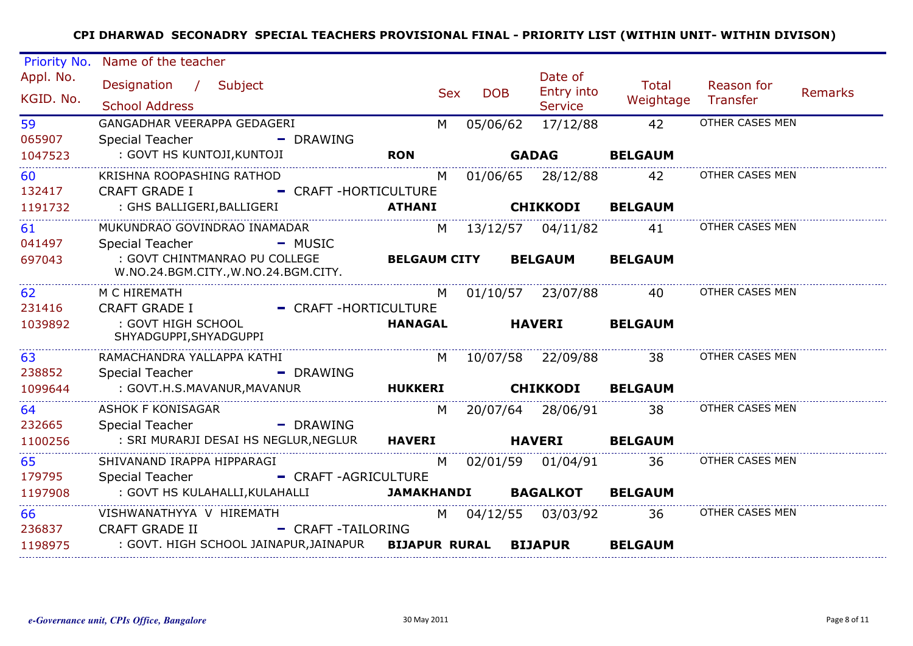**CPI DHARWAD SECONADRY SPECIAL TEACHERS PROVISIONAL FINAL - PRIORITY LIST (WITHIN UNIT- WITHIN DIVISON)**

| Priority No. / Appl. No. / KGID. No. | Name of the teacher / Designation / Subject / School Address | | | Sex | DOB | Date of Entry into Service | Total Weightage | Reason for Transfer | Remarks |
|---|---|---|---|---|---|---|---|---|---|
| 59 / 065907 / 1047523 | GANGADHAR VEERAPPA GEDAGERI / Special Teacher - DRAWING / : GOVT HS KUNTOJI,KUNTOJI | **RON** | **GADAG** | M | 05/06/62 | 17/12/88 | 42 **BELGAUM** | OTHER CASES MEN | |
| 60 / 132417 / 1191732 | KRISHNA ROOPASHING RATHOD / CRAFT GRADE I - CRAFT -HORTICULTURE / : GHS BALLIGERI,BALLIGERI | **ATHANI** | **CHIKKODI** | M | 01/06/65 | 28/12/88 | 42 **BELGAUM** | OTHER CASES MEN | |
| 61 / 041497 / 697043 | MUKUNDRAO GOVINDRAO INAMADAR / Special Teacher - MUSIC / : GOVT CHINTMANRAO PU COLLEGE W.NO.24.BGM.CITY.,W.NO.24.BGM.CITY. | **BELGAUM CITY** | **BELGAUM** | M | 13/12/57 | 04/11/82 | 41 **BELGAUM** | OTHER CASES MEN | |
| 62 / 231416 / 1039892 | M C HIREMATH / CRAFT GRADE I - CRAFT -HORTICULTURE / : GOVT HIGH SCHOOL SHYADGUPPI,SHYADGUPPI | **HANAGAL** | **HAVERI** | M | 01/10/57 | 23/07/88 | 40 **BELGAUM** | OTHER CASES MEN | |
| 63 / 238852 / 1099644 | RAMACHANDRA YALLAPPA KATHI / Special Teacher - DRAWING / : GOVT.H.S.MAVANUR,MAVANUR | **HUKKERI** | **CHIKKODI** | M | 10/07/58 | 22/09/88 | 38 **BELGAUM** | OTHER CASES MEN | |
| 64 / 232665 / 1100256 | ASHOK F KONISAGAR / Special Teacher - DRAWING / : SRI MURARJI DESAI HS NEGLUR,NEGLUR | **HAVERI** | **HAVERI** | M | 20/07/64 | 28/06/91 | 38 **BELGAUM** | OTHER CASES MEN | |
| 65 / 179795 / 1197908 | SHIVANAND IRAPPA HIPPARAGI / Special Teacher - CRAFT -AGRICULTURE / : GOVT HS KULAHALLI,KULAHALLI | **JAMAKHANDI** | **BAGALKOT** | M | 02/01/59 | 01/04/91 | 36 **BELGAUM** | OTHER CASES MEN | |
| 66 / 236837 / 1198975 | VISHWANATHYYA V HIREMATH / CRAFT GRADE II - CRAFT -TAILORING / : GOVT. HIGH SCHOOL JAINAPUR,JAINAPUR | **BIJAPUR RURAL** | **BIJAPUR** | M | 04/12/55 | 03/03/92 | 36 **BELGAUM** | OTHER CASES MEN | |

*e-Governance unit, CPIs Office, Bangalore*

30 May 2011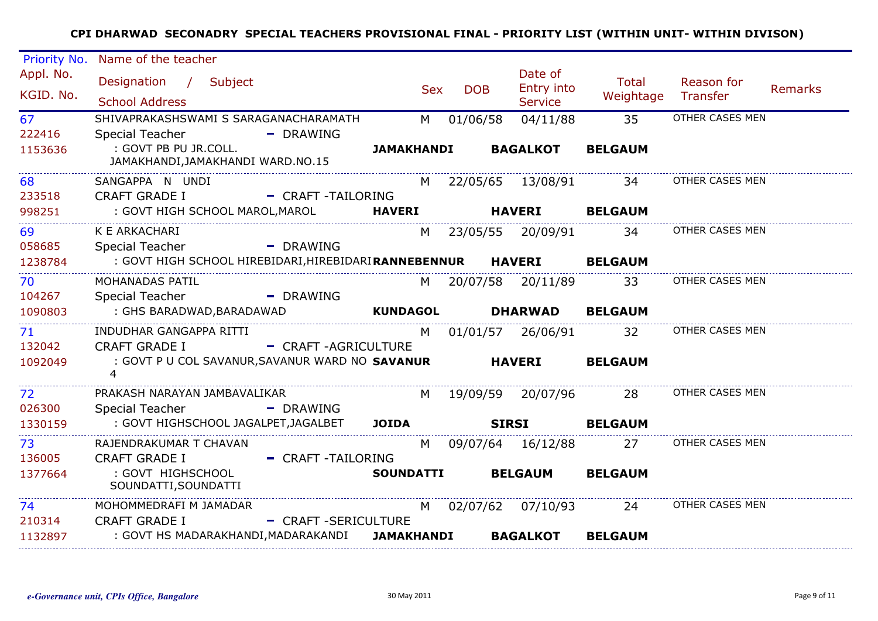## CPI DHARWAD SECONADRY SPECIAL TEACHERS PROVISIONAL FINAL - PRIORITY LIST (WITHIN UNIT- WITHIN DIVISON)

| Priority No. / Appl. No. / KGID. No. | Name of the teacher / Designation / Subject / School Address | Sex | DOB | Date of Entry into Service | Total Weightage | Reason for Transfer | Remarks |
|---|---|---|---|---|---|---|---|
| 67 / 222416 / 1153636 | SHIVAPRAKASHSWAMI S SARAGANACHARAMATH / Special Teacher - DRAWING / : GOVT PB PU JR.COLL. JAMAKHANDI,JAMAKHANDI WARD.NO.15 **JAMAKHANDI** **BAGALKOT** **BELGAUM** | M | 01/06/58 | 04/11/88 | 35 | OTHER CASES MEN | |
| 68 / 233518 / 998251 | SANGAPPA N UNDI / CRAFT GRADE I - CRAFT -TAILORING / : GOVT HIGH SCHOOL MAROL,MAROL **HAVERI** **HAVERI** **BELGAUM** | M | 22/05/65 | 13/08/91 | 34 | OTHER CASES MEN | |
| 69 / 058685 / 1238784 | K E ARKACHARI / Special Teacher - DRAWING / : GOVT HIGH SCHOOL HIREBIDARI,HIREBIDARI **RANNEBENNUR** **HAVERI** **BELGAUM** | M | 23/05/55 | 20/09/91 | 34 | OTHER CASES MEN | |
| 70 / 104267 / 1090803 | MOHANADAS PATIL / Special Teacher - DRAWING / : GHS BARADWAD,BARADAWAD **KUNDAGOL** **DHARWAD** **BELGAUM** | M | 20/07/58 | 20/11/89 | 33 | OTHER CASES MEN | |
| 71 / 132042 / 1092049 | INDUDHAR GANGAPPA RITTI / CRAFT GRADE I - CRAFT -AGRICULTURE / : GOVT P U COL SAVANUR,SAVANUR WARD NO 4 **SAVANUR** **HAVERI** **BELGAUM** | M | 01/01/57 | 26/06/91 | 32 | OTHER CASES MEN | |
| 72 / 026300 / 1330159 | PRAKASH NARAYAN JAMBAVALIKAR / Special Teacher - DRAWING / : GOVT HIGHSCHOOL JAGALPET,JAGALBET **JOIDA** **SIRSI** **BELGAUM** | M | 19/09/59 | 20/07/96 | 28 | OTHER CASES MEN | |
| 73 / 136005 / 1377664 | RAJENDRAKUMAR T CHAVAN / CRAFT GRADE I - CRAFT -TAILORING / : GOVT HIGHSCHOOL SOUNDATTI,SOUNDATTI **SOUNDATTI** **BELGAUM** **BELGAUM** | M | 09/07/64 | 16/12/88 | 27 | OTHER CASES MEN | |
| 74 / 210314 / 1132897 | MOHOMMEDRAFI M JAMADAR / CRAFT GRADE I - CRAFT -SERICULTURE / : GOVT HS MADARAKHANDI,MADARAKANDI **JAMAKHANDI** **BAGALKOT** **BELGAUM** | M | 02/07/62 | 07/10/93 | 24 | OTHER CASES MEN | |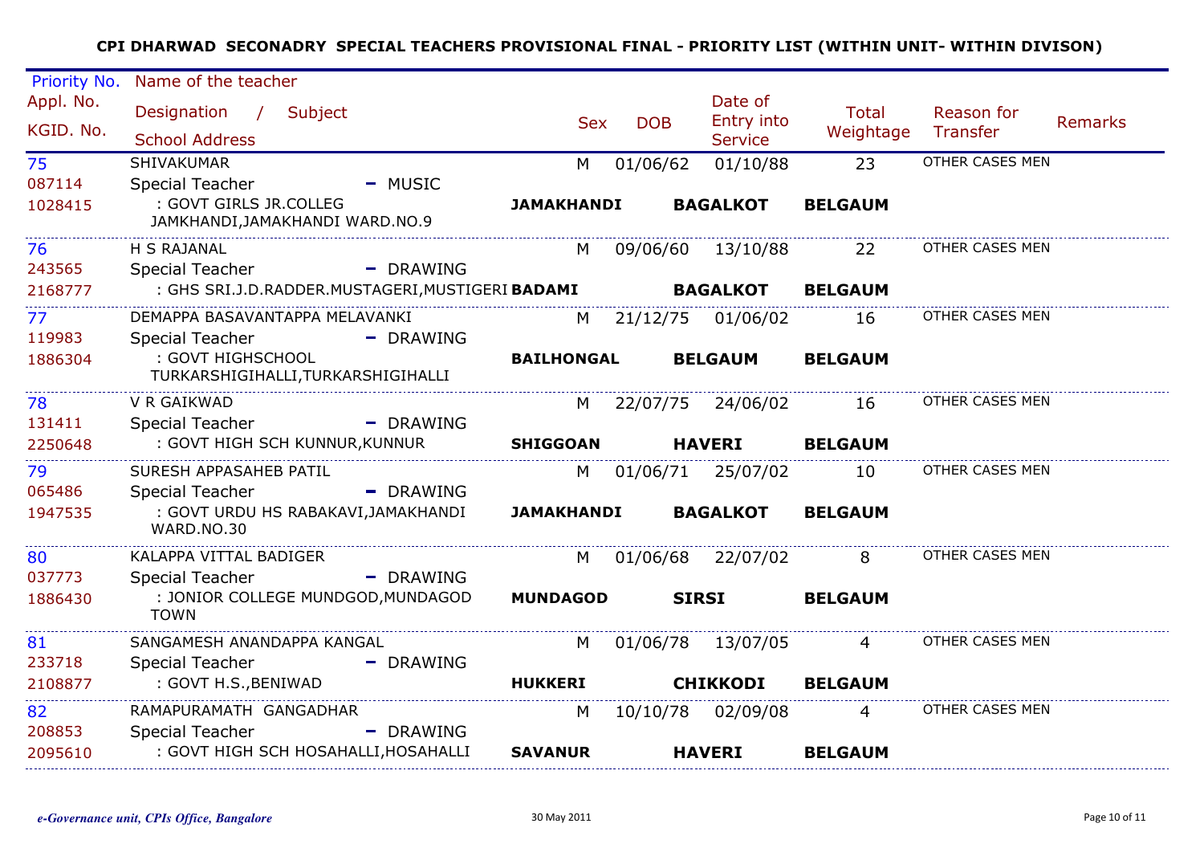**CPI DHARWAD SECONADRY SPECIAL TEACHERS PROVISIONAL FINAL - PRIORITY LIST (WITHIN UNIT- WITHIN DIVISON)**

| Priority No. / Appl. No. / KGID. No. | Name of the teacher / Designation / Subject / School Address | Sex | DOB | Date of Entry into Service | Total Weightage | Reason for Transfer | Remarks |
|---|---|---|---|---|---|---|---|
| 75 / 087114 / 1028415 | SHIVAKUMAR / Special Teacher - MUSIC / : GOVT GIRLS JR.COLLEG JAMKHANDI,JAMAKHANDI WARD.NO.9 / **JAMAKHANDI** **BAGALKOT** **BELGAUM** | M | 01/06/62 | 01/10/88 | 23 | OTHER CASES MEN | |
| 76 / 243565 / 2168777 | H S RAJANAL / Special Teacher - DRAWING / : GHS SRI.J.D.RADDER.MUSTAGERI,MUSTIGERI / **BADAMI** **BAGALKOT** **BELGAUM** | M | 09/06/60 | 13/10/88 | 22 | OTHER CASES MEN | |
| 77 / 119983 / 1886304 | DEMAPPA BASAVANTAPPA MELAVANKI / Special Teacher - DRAWING / : GOVT HIGHSCHOOL TURKARSHIGIHALLI,TURKARSHIGIHALLI / **BAILHONGAL** **BELGAUM** **BELGAUM** | M | 21/12/75 | 01/06/02 | 16 | OTHER CASES MEN | |
| 78 / 131411 / 2250648 | V R GAIKWAD / Special Teacher - DRAWING / : GOVT HIGH SCH KUNNUR,KUNNUR / **SHIGGOAN** **HAVERI** **BELGAUM** | M | 22/07/75 | 24/06/02 | 16 | OTHER CASES MEN | |
| 79 / 065486 / 1947535 | SURESH APPASAHEB PATIL / Special Teacher - DRAWING / : GOVT URDU HS RABAKAVI,JAMAKHANDI WARD.NO.30 / **JAMAKHANDI** **BAGALKOT** **BELGAUM** | M | 01/06/71 | 25/07/02 | 10 | OTHER CASES MEN | |
| 80 / 037773 / 1886430 | KALAPPA VITTAL BADIGER / Special Teacher - DRAWING / : JONIOR COLLEGE MUNDGOD,MUNDAGOD TOWN / **MUNDAGOD** **SIRSI** **BELGAUM** | M | 01/06/68 | 22/07/02 | 8 | OTHER CASES MEN | |
| 81 / 233718 / 2108877 | SANGAMESH ANANDAPPA KANGAL / Special Teacher - DRAWING / : GOVT H.S.,BENIWAD / **HUKKERI** **CHIKKODI** **BELGAUM** | M | 01/06/78 | 13/07/05 | 4 | OTHER CASES MEN | |
| 82 / 208853 / 2095610 | RAMAPURAMATH GANGADHAR / Special Teacher - DRAWING / : GOVT HIGH SCH HOSAHALLI,HOSAHALLI / **SAVANUR** **HAVERI** **BELGAUM** | M | 10/10/78 | 02/09/08 | 4 | OTHER CASES MEN | |

*e-Governance unit, CPIs Office, Bangalore* 30 May 2011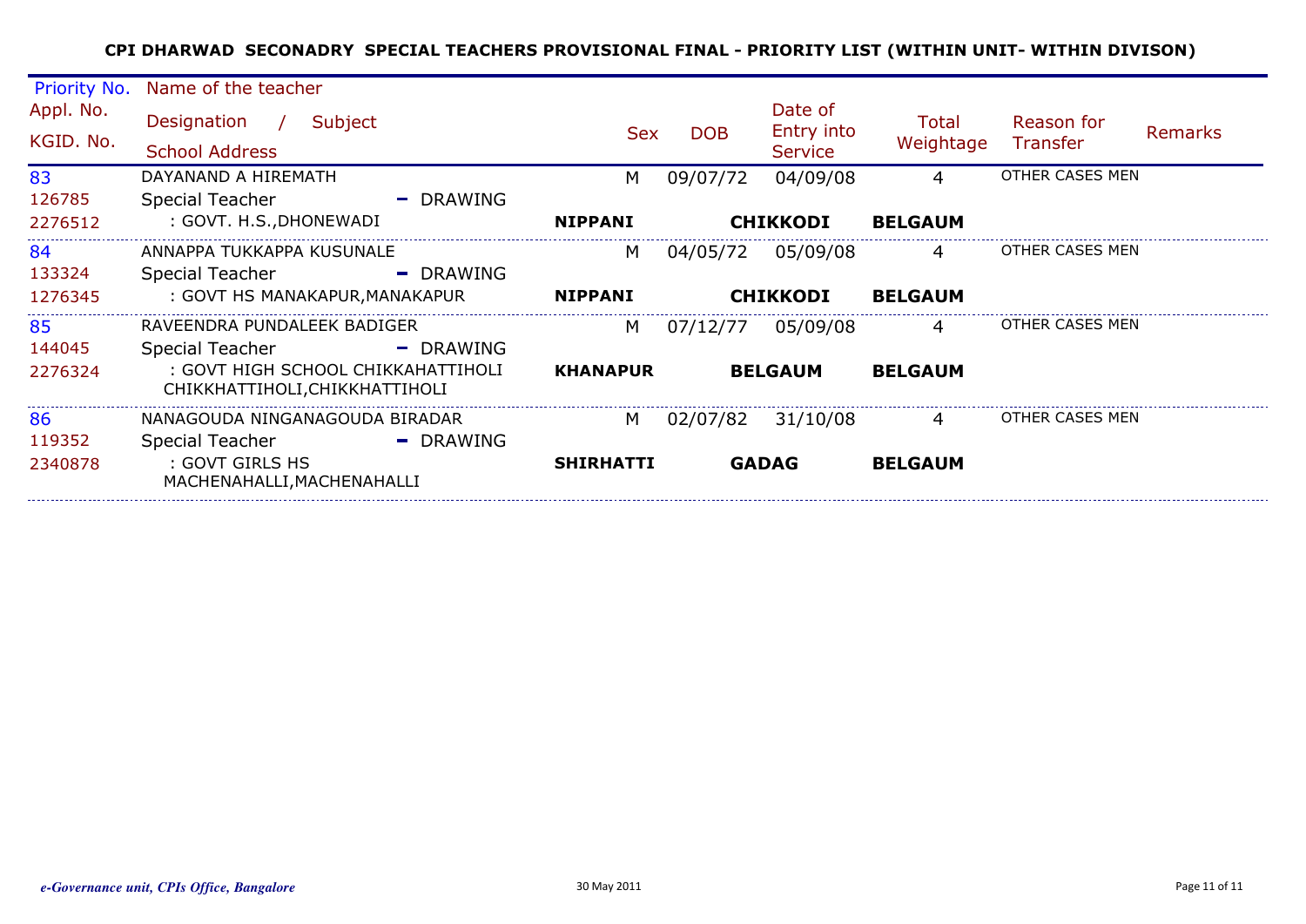**CPI DHARWAD SECONADRY SPECIAL TEACHERS PROVISIONAL FINAL - PRIORITY LIST (WITHIN UNIT- WITHIN DIVISON)**

| Priority No. / Appl. No. / KGID. No. | Name of the teacher / Designation / Subject / School Address | Sex | DOB | Date of Entry into Service | Total Weightage | Reason for Transfer | Remarks |
|---|---|---|---|---|---|---|---|
| 83 / 126785 / 2276512 | DAYANAND A HIREMATH / Special Teacher - DRAWING / : GOVT. H.S.,DHONEWADI / NIPPANI CHIKKODI BELGAUM | M | 09/07/72 | 04/09/08 | 4 | OTHER CASES MEN | |
| 84 / 133324 / 1276345 | ANNAPPA TUKKAPPA KUSUNALE / Special Teacher - DRAWING / : GOVT HS MANAKAPUR,MANAKAPUR / NIPPANI CHIKKODI BELGAUM | M | 04/05/72 | 05/09/08 | 4 | OTHER CASES MEN | |
| 85 / 144045 / 2276324 | RAVEENDRA PUNDALEEK BADIGER / Special Teacher - DRAWING / : GOVT HIGH SCHOOL CHIKKAHATTIHOLI CHIKKHATTIHOLI,CHIKKHATTIHOLI / KHANAPUR BELGAUM BELGAUM | M | 07/12/77 | 05/09/08 | 4 | OTHER CASES MEN | |
| 86 / 119352 / 2340878 | NANAGOUDA NINGANAGOUDA BIRADAR / Special Teacher - DRAWING / : GOVT GIRLS HS MACHENAHALLI,MACHENAHALLI / SHIRHATTI GADAG BELGAUM | M | 02/07/82 | 31/10/08 | 4 | OTHER CASES MEN | |

*e-Governance unit, CPIs Office, Bangalore* 30 May 2011